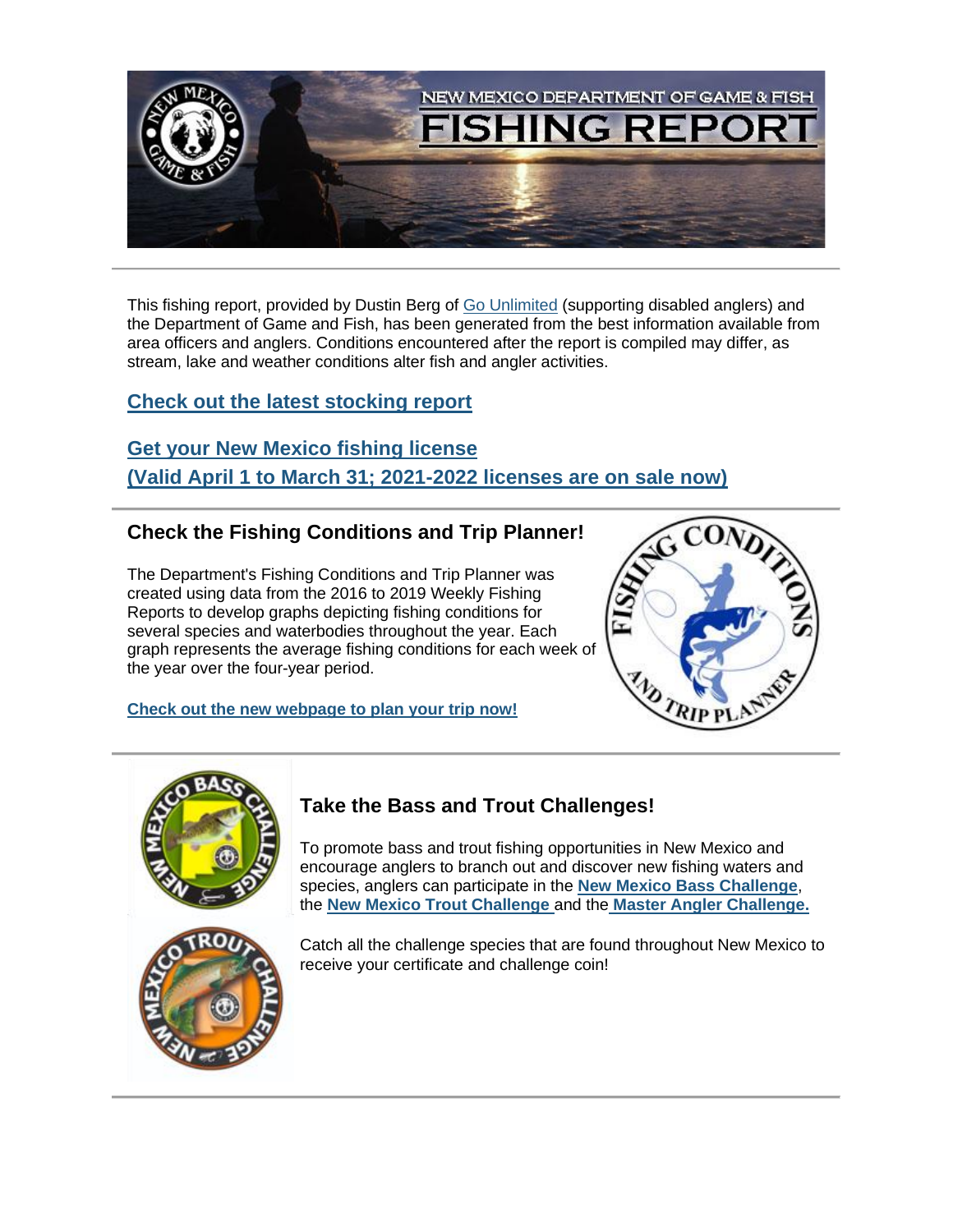# NEW MEXICO DEPARTMENT OF GAME & FISH FISHING REPORT

This fishing report, provided by Dustin Berg of Go Unlimited (supporting disabled anglers) and the Department of Game and Fish, has been generated from the best information available from area officers and anglers. Conditions encountered after the report is compiled may differ, as stream, lake and weather conditions alter fish and angler activities.

## Check out the latest stocking report

## Get your New Mexico fishing license (Valid April 1 to March 31; 2021-2022 licenses are on sale now)

## Check the Fishing Conditions and Trip Planner!

The Department's Fishing Conditions and Trip Planner was created using data from the 2016 to 2019 Weekly Fishing Reports to develop graphs depicting fishing conditions for several species and waterbodies throughout the year. Each graph represents the average fishing conditions for each week of the year over the four-year period.

**Check out the new webpage to plan your trip now!**

## Take the Bass and Trout Challenges!

To promote bass and trout fishing opportunities in New Mexico and encourage anglers to branch out and discover new fishing waters and species, anglers can participate in the **New Mexico Bass Challenge**, the **New Mexico Trout Challenge** and the **Master Angler Challenge.**

Catch all the challenge species that are found throughout New Mexico to receive your certificate and challenge coin!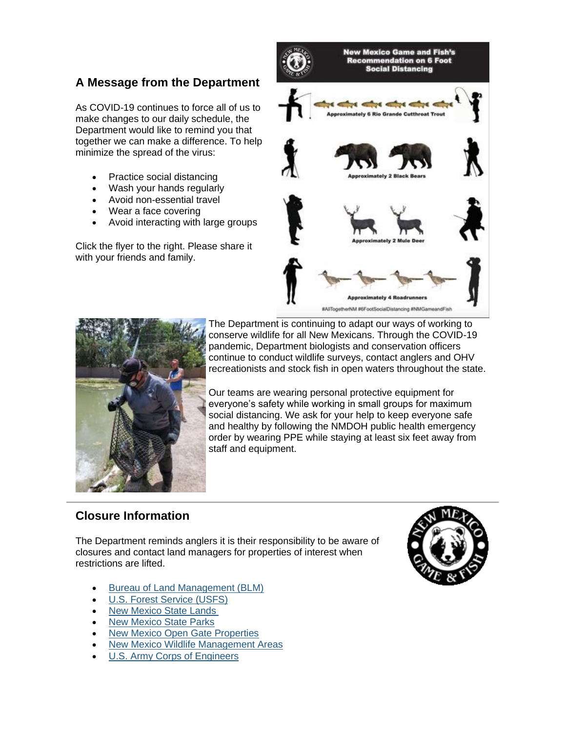## A Message from the Department

As COVID-19 continues to force all of us to make changes to our daily schedule, the Department would like to remind you that together we can make a difference. To help minimize the spread of the virus:

- Practice social distancing
- Wash your hands regularly
- Avoid non-essential travel
- Wear a face covering
- Avoid interacting with large groups

Click the flyer to the right. Please share it with your friends and family.

The Department is continuing to adapt our ways of working to conserve wildlife for all New Mexicans. Through the COVID-19 pandemic, Department biologists and conservation officers continue to conduct wildlife surveys, contact anglers and OHV recreationists and stock fish in open waters throughout the state.

Our teams are wearing personal protective equipment for everyone's safety while working in small groups for maximum social distancing. We ask for your help to keep everyone safe and healthy by following the NMDOH public health emergency order by wearing PPE while staying at least six feet away from staff and equipment.

## Closure Information

The Department reminds anglers it is their responsibility to be aware of closures and contact land managers for properties of interest when restrictions are lifted.

- Bureau of Land Management (BLM)
- U.S. Forest Service (USFS)
- New Mexico State Lands
- New Mexico State Parks
- New Mexico Open Gate Properties
- New Mexico Wildlife Management Areas
- U.S. Army Corps of Engineers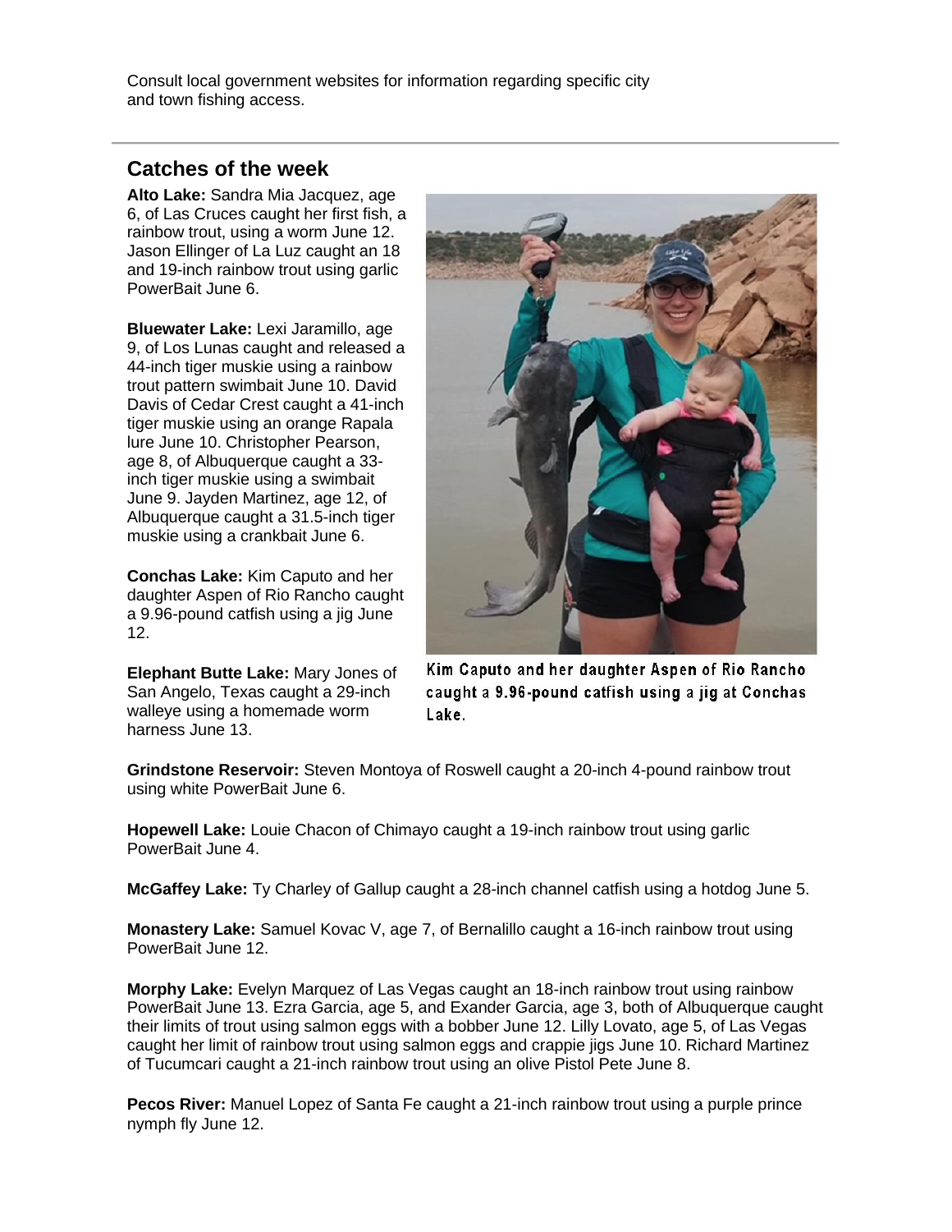Consult local government websites for information regarding specific city and town fishing access.

---

## Catches of the week

**Alto Lake:** Sandra Mia Jacquez, age 6, of Las Cruces caught her first fish, a rainbow trout, using a worm June 12. Jason Ellinger of La Luz caught an 18 and 19-inch rainbow trout using garlic PowerBait June 6.

**Bluewater Lake:** Lexi Jaramillo, age 9, of Los Lunas caught and released a 44-inch tiger muskie using a rainbow trout pattern swimbait June 10. David Davis of Cedar Crest caught a 41-inch tiger muskie using an orange Rapala lure June 10. Christopher Pearson, age 8, of Albuquerque caught a 33-inch tiger muskie using a swimbait June 9. Jayden Martinez, age 12, of Albuquerque caught a 31.5-inch tiger muskie using a crankbait June 6.

**Conchas Lake:** Kim Caputo and her daughter Aspen of Rio Rancho caught a 9.96-pound catfish using a jig June 12.

Kim Caputo and her daughter Aspen of Rio Rancho caught a 9.96-pound catfish using a jig at Conchas Lake.

**Elephant Butte Lake:** Mary Jones of San Angelo, Texas caught a 29-inch walleye using a homemade worm harness June 13.

**Grindstone Reservoir:** Steven Montoya of Roswell caught a 20-inch 4-pound rainbow trout using white PowerBait June 6.

**Hopewell Lake:** Louie Chacon of Chimayo caught a 19-inch rainbow trout using garlic PowerBait June 4.

**McGaffey Lake:** Ty Charley of Gallup caught a 28-inch channel catfish using a hotdog June 5.

**Monastery Lake:** Samuel Kovac V, age 7, of Bernalillo caught a 16-inch rainbow trout using PowerBait June 12.

**Morphy Lake:** Evelyn Marquez of Las Vegas caught an 18-inch rainbow trout using rainbow PowerBait June 13. Ezra Garcia, age 5, and Exander Garcia, age 3, both of Albuquerque caught their limits of trout using salmon eggs with a bobber June 12. Lilly Lovato, age 5, of Las Vegas caught her limit of rainbow trout using salmon eggs and crappie jigs June 10. Richard Martinez of Tucumcari caught a 21-inch rainbow trout using an olive Pistol Pete June 8.

**Pecos River:** Manuel Lopez of Santa Fe caught a 21-inch rainbow trout using a purple prince nymph fly June 12.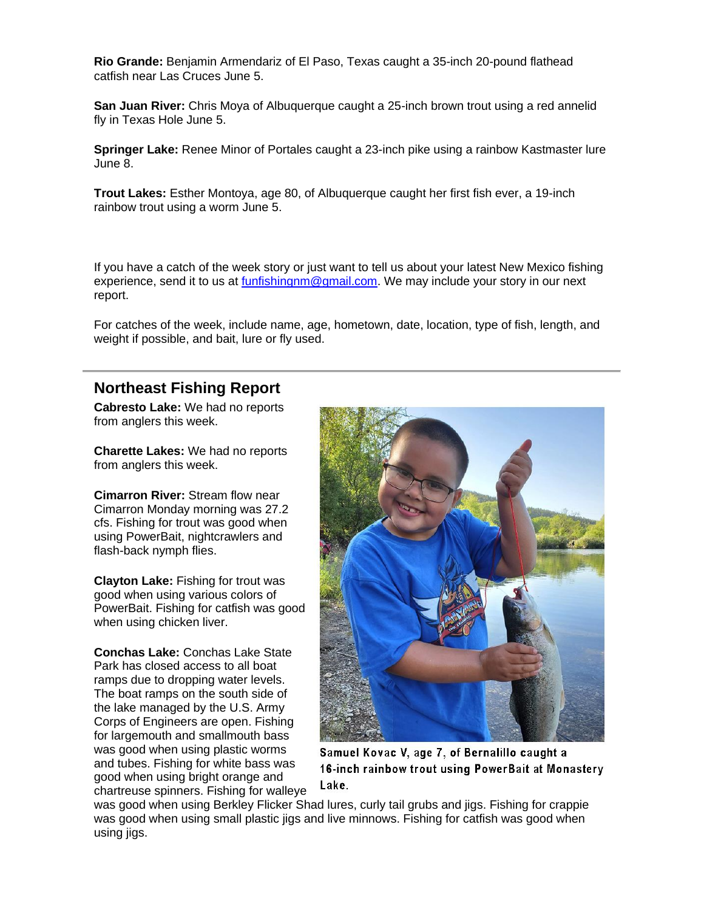**Rio Grande:** Benjamin Armendariz of El Paso, Texas caught a 35-inch 20-pound flathead catfish near Las Cruces June 5.

**San Juan River:** Chris Moya of Albuquerque caught a 25-inch brown trout using a red annelid fly in Texas Hole June 5.

**Springer Lake:** Renee Minor of Portales caught a 23-inch pike using a rainbow Kastmaster lure June 8.

**Trout Lakes:** Esther Montoya, age 80, of Albuquerque caught her first fish ever, a 19-inch rainbow trout using a worm June 5.

If you have a catch of the week story or just want to tell us about your latest New Mexico fishing experience, send it to us at [funfishingnm@gmail.com](mailto:funfishingnm@gmail.com). We may include your story in our next report.

For catches of the week, include name, age, hometown, date, location, type of fish, length, and weight if possible, and bait, lure or fly used.

---

## Northeast Fishing Report

**Cabresto Lake:** We had no reports from anglers this week.

**Charette Lakes:** We had no reports from anglers this week.

**Cimarron River:** Stream flow near Cimarron Monday morning was 27.2 cfs. Fishing for trout was good when using PowerBait, nightcrawlers and flash-back nymph flies.

**Clayton Lake:** Fishing for trout was good when using various colors of PowerBait. Fishing for catfish was good when using chicken liver.

**Conchas Lake:** Conchas Lake State Park has closed access to all boat ramps due to dropping water levels. The boat ramps on the south side of the lake managed by the U.S. Army Corps of Engineers are open. Fishing for largemouth and smallmouth bass was good when using plastic worms and tubes. Fishing for white bass was good when using bright orange and chartreuse spinners. Fishing for walleye was good when using Berkley Flicker Shad lures, curly tail grubs and jigs. Fishing for crappie was good when using small plastic jigs and live minnows. Fishing for catfish was good when using jigs.

Samuel Kovac V, age 7, of Bernalillo caught a 16-inch rainbow trout using PowerBait at Monastery Lake.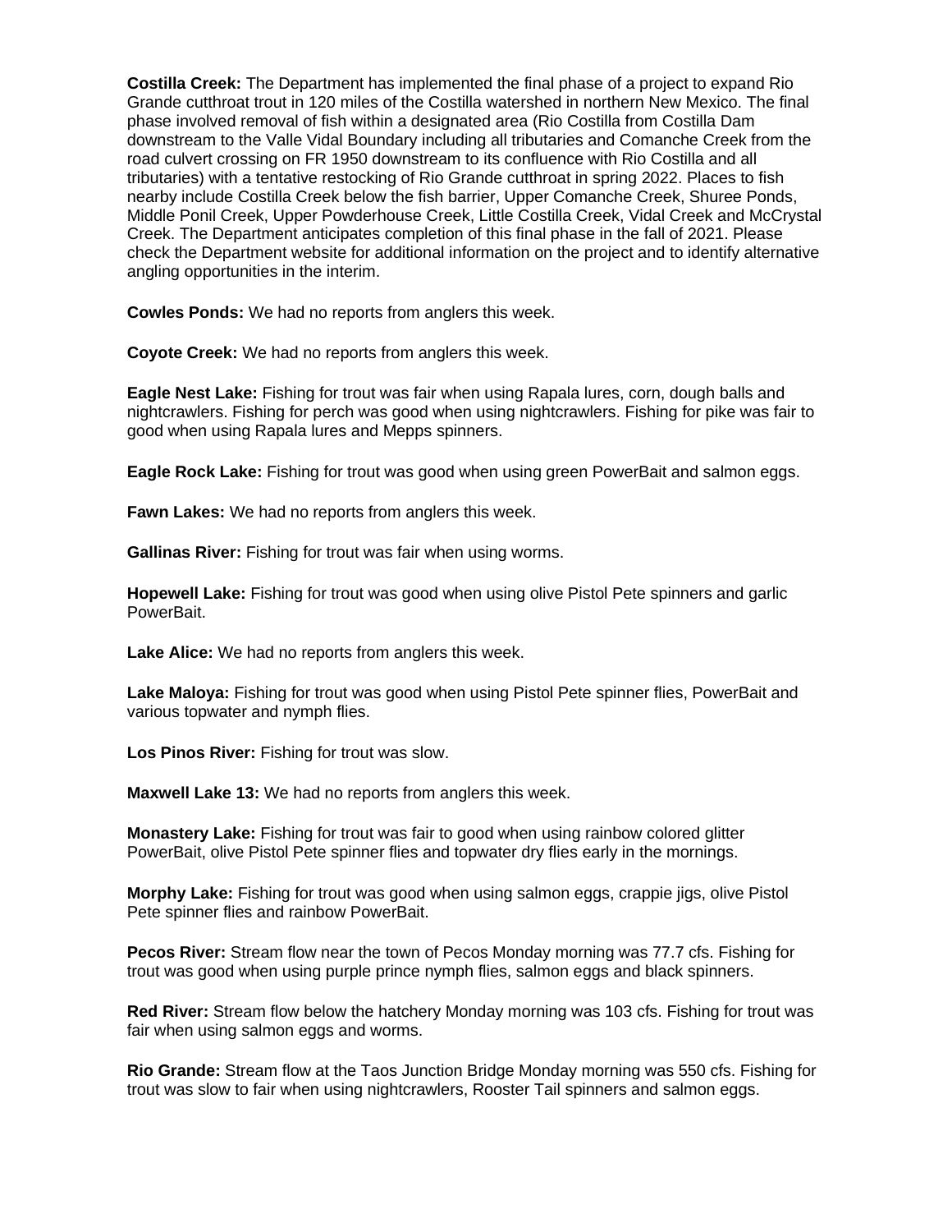**Costilla Creek:** The Department has implemented the final phase of a project to expand Rio Grande cutthroat trout in 120 miles of the Costilla watershed in northern New Mexico. The final phase involved removal of fish within a designated area (Rio Costilla from Costilla Dam downstream to the Valle Vidal Boundary including all tributaries and Comanche Creek from the road culvert crossing on FR 1950 downstream to its confluence with Rio Costilla and all tributaries) with a tentative restocking of Rio Grande cutthroat in spring 2022. Places to fish nearby include Costilla Creek below the fish barrier, Upper Comanche Creek, Shuree Ponds, Middle Ponil Creek, Upper Powderhouse Creek, Little Costilla Creek, Vidal Creek and McCrystal Creek. The Department anticipates completion of this final phase in the fall of 2021. Please check the Department website for additional information on the project and to identify alternative angling opportunities in the interim.

**Cowles Ponds:** We had no reports from anglers this week.

**Coyote Creek:** We had no reports from anglers this week.

**Eagle Nest Lake:** Fishing for trout was fair when using Rapala lures, corn, dough balls and nightcrawlers. Fishing for perch was good when using nightcrawlers. Fishing for pike was fair to good when using Rapala lures and Mepps spinners.

**Eagle Rock Lake:** Fishing for trout was good when using green PowerBait and salmon eggs.

**Fawn Lakes:** We had no reports from anglers this week.

**Gallinas River:** Fishing for trout was fair when using worms.

**Hopewell Lake:** Fishing for trout was good when using olive Pistol Pete spinners and garlic PowerBait.

**Lake Alice:** We had no reports from anglers this week.

**Lake Maloya:** Fishing for trout was good when using Pistol Pete spinner flies, PowerBait and various topwater and nymph flies.

**Los Pinos River:** Fishing for trout was slow.

**Maxwell Lake 13:** We had no reports from anglers this week.

**Monastery Lake:** Fishing for trout was fair to good when using rainbow colored glitter PowerBait, olive Pistol Pete spinner flies and topwater dry flies early in the mornings.

**Morphy Lake:** Fishing for trout was good when using salmon eggs, crappie jigs, olive Pistol Pete spinner flies and rainbow PowerBait.

**Pecos River:** Stream flow near the town of Pecos Monday morning was 77.7 cfs. Fishing for trout was good when using purple prince nymph flies, salmon eggs and black spinners.

**Red River:** Stream flow below the hatchery Monday morning was 103 cfs. Fishing for trout was fair when using salmon eggs and worms.

**Rio Grande:** Stream flow at the Taos Junction Bridge Monday morning was 550 cfs. Fishing for trout was slow to fair when using nightcrawlers, Rooster Tail spinners and salmon eggs.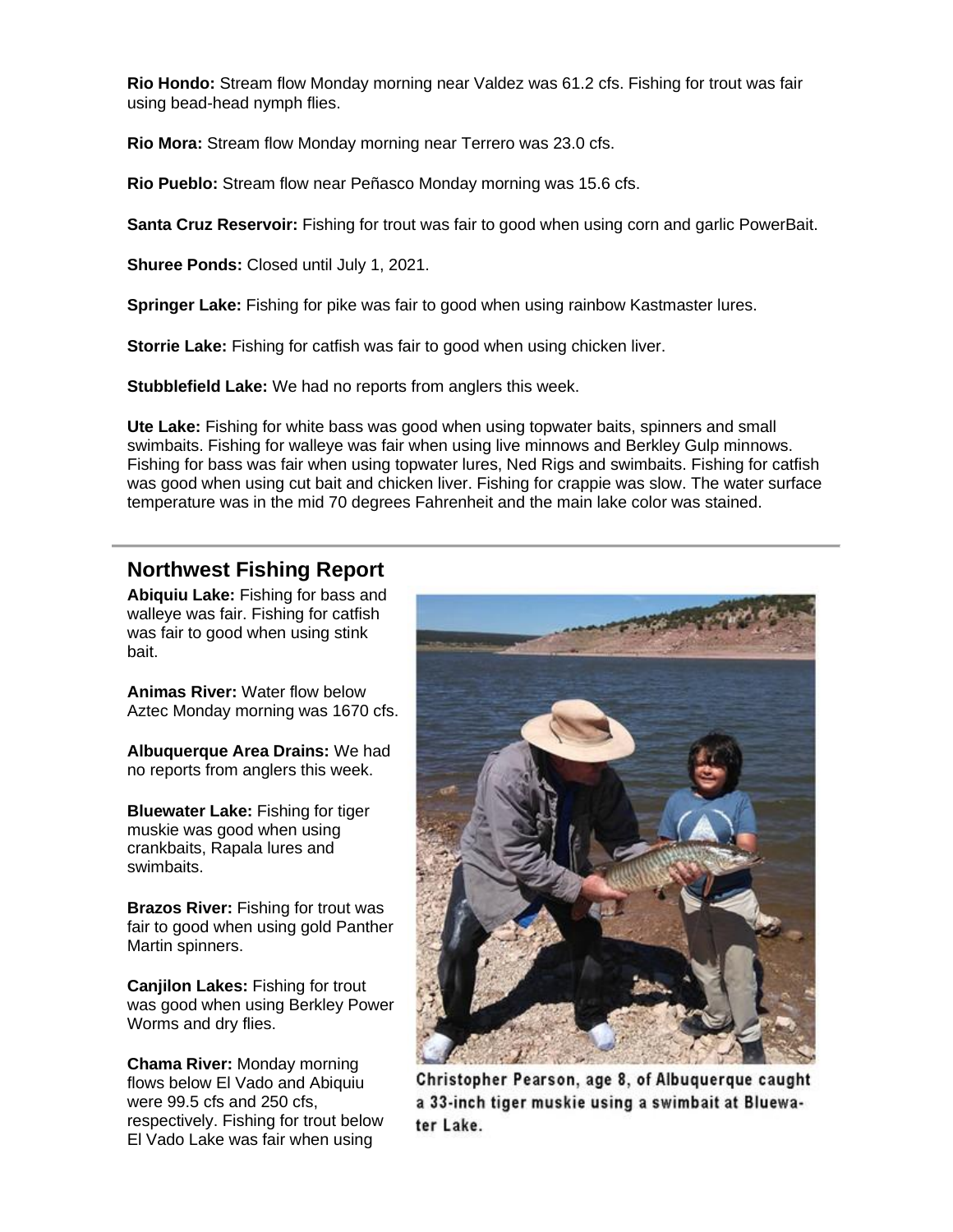**Rio Hondo:** Stream flow Monday morning near Valdez was 61.2 cfs. Fishing for trout was fair using bead-head nymph flies.

**Rio Mora:** Stream flow Monday morning near Terrero was 23.0 cfs.

**Rio Pueblo:** Stream flow near Peñasco Monday morning was 15.6 cfs.

**Santa Cruz Reservoir:** Fishing for trout was fair to good when using corn and garlic PowerBait.

**Shuree Ponds:** Closed until July 1, 2021.

**Springer Lake:** Fishing for pike was fair to good when using rainbow Kastmaster lures.

**Storrie Lake:** Fishing for catfish was fair to good when using chicken liver.

**Stubblefield Lake:** We had no reports from anglers this week.

**Ute Lake:** Fishing for white bass was good when using topwater baits, spinners and small swimbaits. Fishing for walleye was fair when using live minnows and Berkley Gulp minnows. Fishing for bass was fair when using topwater lures, Ned Rigs and swimbaits. Fishing for catfish was good when using cut bait and chicken liver. Fishing for crappie was slow. The water surface temperature was in the mid 70 degrees Fahrenheit and the main lake color was stained.

## Northwest Fishing Report

**Abiquiu Lake:** Fishing for bass and walleye was fair. Fishing for catfish was fair to good when using stink bait.

**Animas River:** Water flow below Aztec Monday morning was 1670 cfs.

**Albuquerque Area Drains:** We had no reports from anglers this week.

**Bluewater Lake:** Fishing for tiger muskie was good when using crankbaits, Rapala lures and swimbaits.

**Brazos River:** Fishing for trout was fair to good when using gold Panther Martin spinners.

**Canjilon Lakes:** Fishing for trout was good when using Berkley Power Worms and dry flies.

**Chama River:** Monday morning flows below El Vado and Abiquiu were 99.5 cfs and 250 cfs, respectively. Fishing for trout below El Vado Lake was fair when using

Christopher Pearson, age 8, of Albuquerque caught a 33-inch tiger muskie using a swimbait at Bluewater Lake.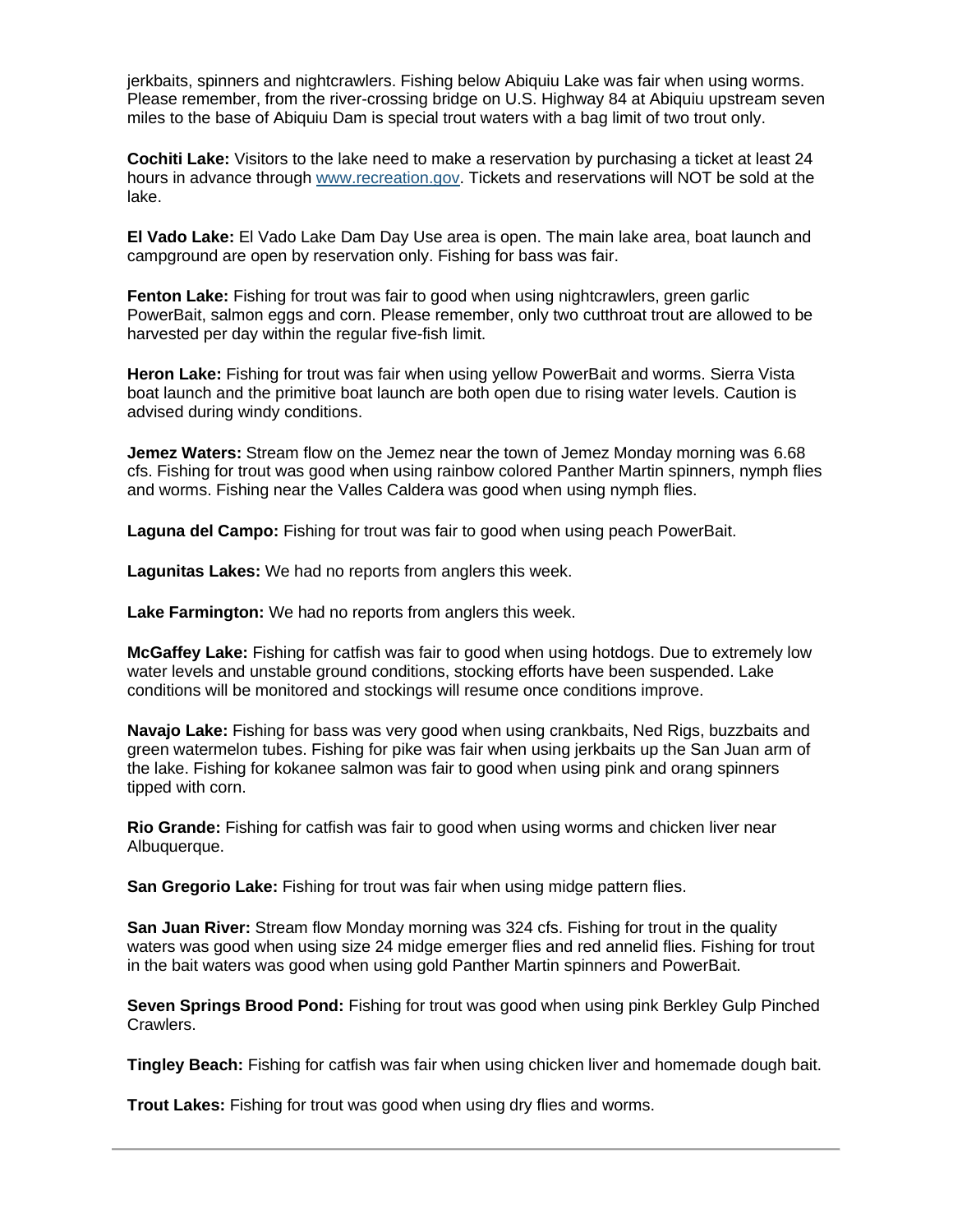jerkbaits, spinners and nightcrawlers. Fishing below Abiquiu Lake was fair when using worms. Please remember, from the river-crossing bridge on U.S. Highway 84 at Abiquiu upstream seven miles to the base of Abiquiu Dam is special trout waters with a bag limit of two trout only.

**Cochiti Lake:** Visitors to the lake need to make a reservation by purchasing a ticket at least 24 hours in advance through [www.recreation.gov](www.recreation.gov). Tickets and reservations will NOT be sold at the lake.

**El Vado Lake:** El Vado Lake Dam Day Use area is open. The main lake area, boat launch and campground are open by reservation only. Fishing for bass was fair.

**Fenton Lake:** Fishing for trout was fair to good when using nightcrawlers, green garlic PowerBait, salmon eggs and corn. Please remember, only two cutthroat trout are allowed to be harvested per day within the regular five-fish limit.

**Heron Lake:** Fishing for trout was fair when using yellow PowerBait and worms. Sierra Vista boat launch and the primitive boat launch are both open due to rising water levels. Caution is advised during windy conditions.

**Jemez Waters:** Stream flow on the Jemez near the town of Jemez Monday morning was 6.68 cfs. Fishing for trout was good when using rainbow colored Panther Martin spinners, nymph flies and worms. Fishing near the Valles Caldera was good when using nymph flies.

**Laguna del Campo:** Fishing for trout was fair to good when using peach PowerBait.

**Lagunitas Lakes:** We had no reports from anglers this week.

**Lake Farmington:** We had no reports from anglers this week.

**McGaffey Lake:** Fishing for catfish was fair to good when using hotdogs. Due to extremely low water levels and unstable ground conditions, stocking efforts have been suspended. Lake conditions will be monitored and stockings will resume once conditions improve.

**Navajo Lake:** Fishing for bass was very good when using crankbaits, Ned Rigs, buzzbaits and green watermelon tubes. Fishing for pike was fair when using jerkbaits up the San Juan arm of the lake. Fishing for kokanee salmon was fair to good when using pink and orang spinners tipped with corn.

**Rio Grande:** Fishing for catfish was fair to good when using worms and chicken liver near Albuquerque.

**San Gregorio Lake:** Fishing for trout was fair when using midge pattern flies.

**San Juan River:** Stream flow Monday morning was 324 cfs. Fishing for trout in the quality waters was good when using size 24 midge emerger flies and red annelid flies. Fishing for trout in the bait waters was good when using gold Panther Martin spinners and PowerBait.

**Seven Springs Brood Pond:** Fishing for trout was good when using pink Berkley Gulp Pinched Crawlers.

**Tingley Beach:** Fishing for catfish was fair when using chicken liver and homemade dough bait.

**Trout Lakes:** Fishing for trout was good when using dry flies and worms.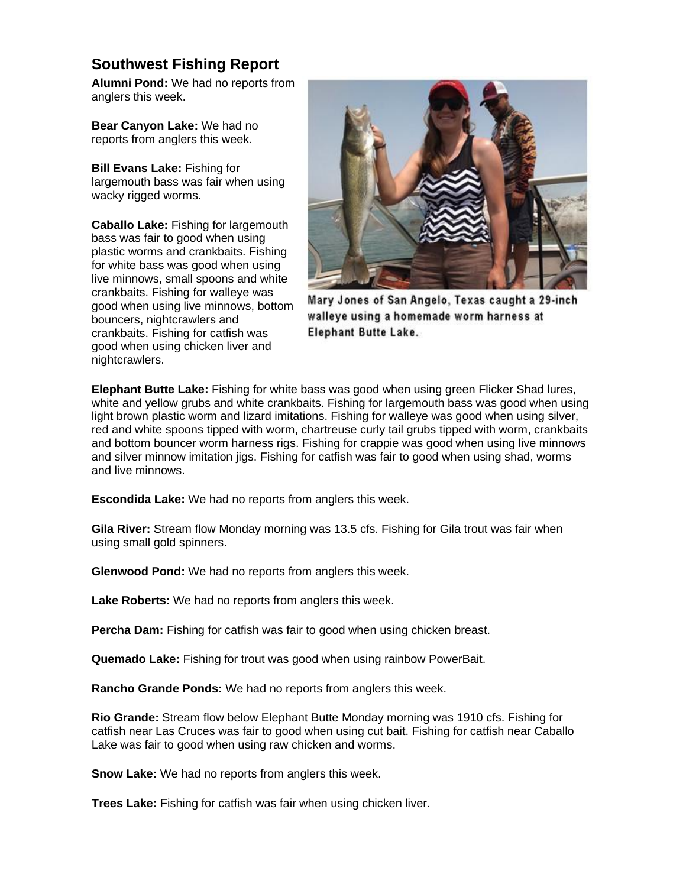## Southwest Fishing Report

**Alumni Pond:** We had no reports from anglers this week.

**Bear Canyon Lake:** We had no reports from anglers this week.

**Bill Evans Lake:** Fishing for largemouth bass was fair when using wacky rigged worms.

**Caballo Lake:** Fishing for largemouth bass was fair to good when using plastic worms and crankbaits. Fishing for white bass was good when using live minnows, small spoons and white crankbaits. Fishing for walleye was good when using live minnows, bottom bouncers, nightcrawlers and crankbaits. Fishing for catfish was good when using chicken liver and nightcrawlers.

Mary Jones of San Angelo, Texas caught a 29-inch walleye using a homemade worm harness at Elephant Butte Lake.

**Elephant Butte Lake:** Fishing for white bass was good when using green Flicker Shad lures, white and yellow grubs and white crankbaits. Fishing for largemouth bass was good when using light brown plastic worm and lizard imitations. Fishing for walleye was good when using silver, red and white spoons tipped with worm, chartreuse curly tail grubs tipped with worm, crankbaits and bottom bouncer worm harness rigs. Fishing for crappie was good when using live minnows and silver minnow imitation jigs. Fishing for catfish was fair to good when using shad, worms and live minnows.

**Escondida Lake:** We had no reports from anglers this week.

**Gila River:** Stream flow Monday morning was 13.5 cfs. Fishing for Gila trout was fair when using small gold spinners.

**Glenwood Pond:** We had no reports from anglers this week.

**Lake Roberts:** We had no reports from anglers this week.

**Percha Dam:** Fishing for catfish was fair to good when using chicken breast.

**Quemado Lake:** Fishing for trout was good when using rainbow PowerBait.

**Rancho Grande Ponds:** We had no reports from anglers this week.

**Rio Grande:** Stream flow below Elephant Butte Monday morning was 1910 cfs. Fishing for catfish near Las Cruces was fair to good when using cut bait. Fishing for catfish near Caballo Lake was fair to good when using raw chicken and worms.

**Snow Lake:** We had no reports from anglers this week.

**Trees Lake:** Fishing for catfish was fair when using chicken liver.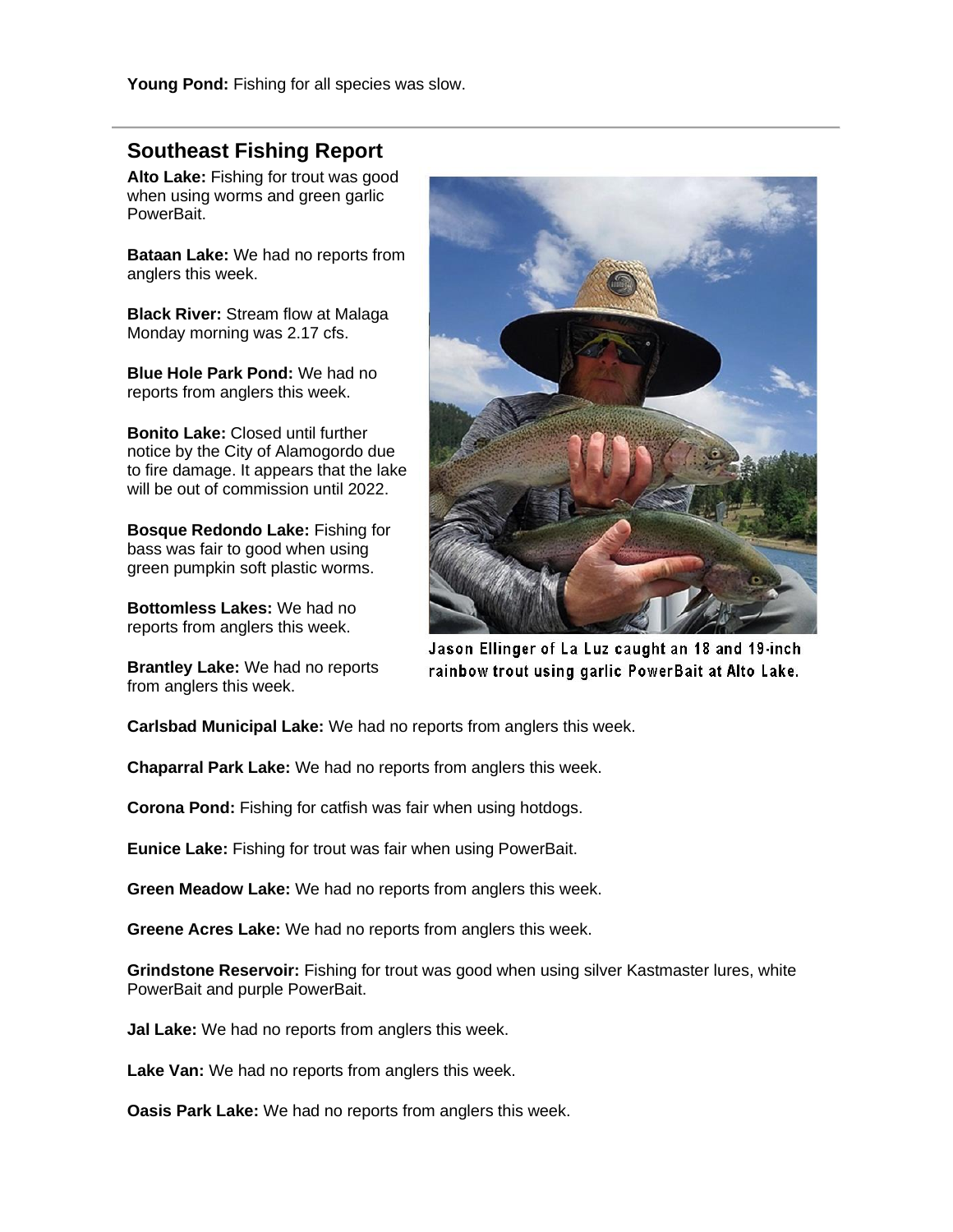**Young Pond:** Fishing for all species was slow.

---

## Southeast Fishing Report

**Alto Lake:** Fishing for trout was good when using worms and green garlic PowerBait.

**Bataan Lake:** We had no reports from anglers this week.

**Black River:** Stream flow at Malaga Monday morning was 2.17 cfs.

**Blue Hole Park Pond:** We had no reports from anglers this week.

**Bonito Lake:** Closed until further notice by the City of Alamogordo due to fire damage. It appears that the lake will be out of commission until 2022.

**Bosque Redondo Lake:** Fishing for bass was fair to good when using green pumpkin soft plastic worms.

**Bottomless Lakes:** We had no reports from anglers this week.

**Brantley Lake:** We had no reports from anglers this week.

Jason Ellinger of La Luz caught an 18 and 19-inch rainbow trout using garlic PowerBait at Alto Lake.

**Carlsbad Municipal Lake:** We had no reports from anglers this week.

**Chaparral Park Lake:** We had no reports from anglers this week.

**Corona Pond:** Fishing for catfish was fair when using hotdogs.

**Eunice Lake:** Fishing for trout was fair when using PowerBait.

**Green Meadow Lake:** We had no reports from anglers this week.

**Greene Acres Lake:** We had no reports from anglers this week.

**Grindstone Reservoir:** Fishing for trout was good when using silver Kastmaster lures, white PowerBait and purple PowerBait.

**Jal Lake:** We had no reports from anglers this week.

**Lake Van:** We had no reports from anglers this week.

**Oasis Park Lake:** We had no reports from anglers this week.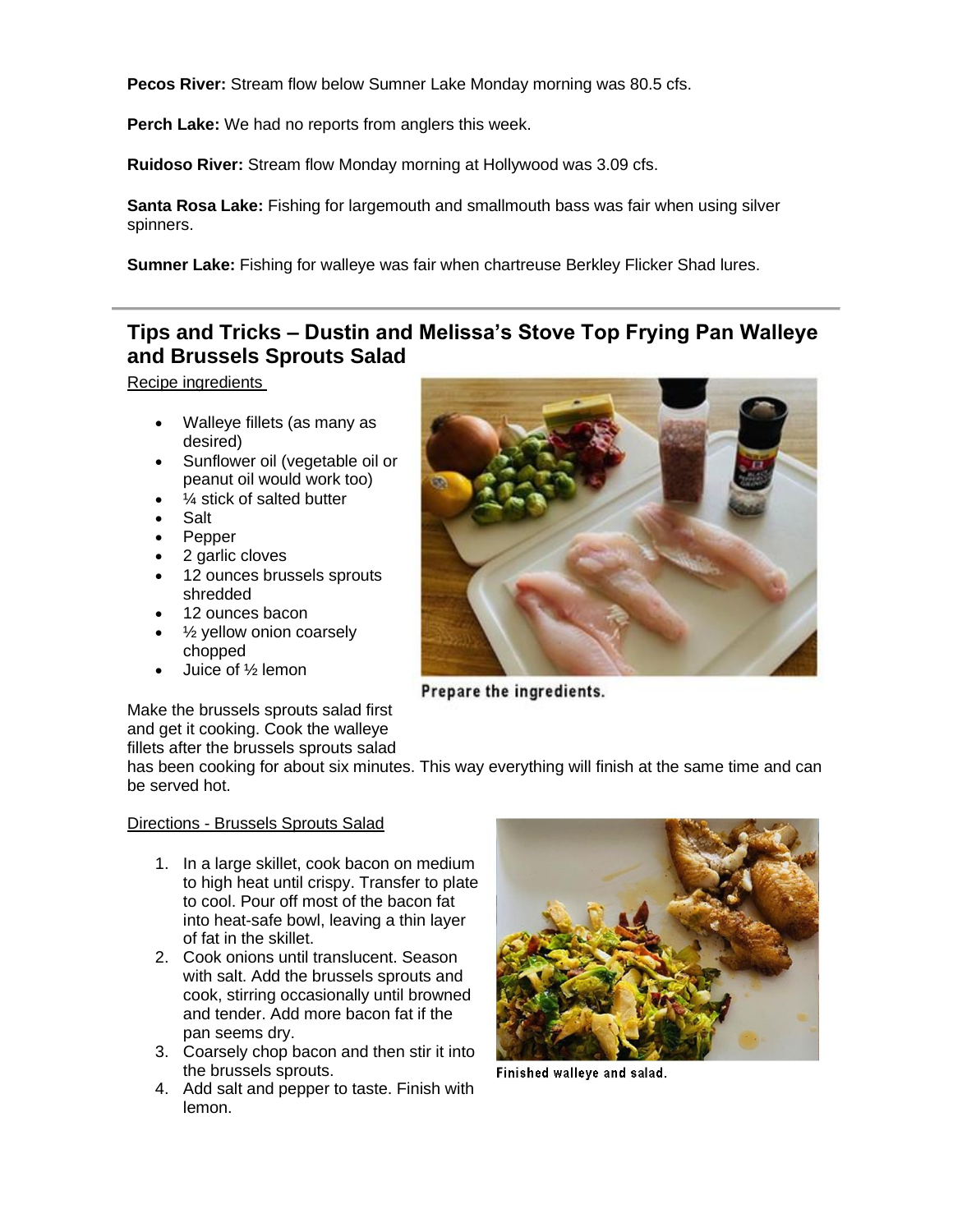**Pecos River:** Stream flow below Sumner Lake Monday morning was 80.5 cfs.

**Perch Lake:** We had no reports from anglers this week.

**Ruidoso River:** Stream flow Monday morning at Hollywood was 3.09 cfs.

**Santa Rosa Lake:** Fishing for largemouth and smallmouth bass was fair when using silver spinners.

**Sumner Lake:** Fishing for walleye was fair when chartreuse Berkley Flicker Shad lures.

---

## Tips and Tricks – Dustin and Melissa's Stove Top Frying Pan Walleye and Brussels Sprouts Salad

Recipe ingredients

- Walleye fillets (as many as desired)
- Sunflower oil (vegetable oil or peanut oil would work too)
- ¼ stick of salted butter
- Salt
- Pepper
- 2 garlic cloves
- 12 ounces brussels sprouts shredded
- 12 ounces bacon
- ½ yellow onion coarsely chopped
- Juice of ½ lemon

Prepare the ingredients.

Make the brussels sprouts salad first and get it cooking. Cook the walleye fillets after the brussels sprouts salad has been cooking for about six minutes. This way everything will finish at the same time and can be served hot.

Directions - Brussels Sprouts Salad

1. In a large skillet, cook bacon on medium to high heat until crispy. Transfer to plate to cool. Pour off most of the bacon fat into heat-safe bowl, leaving a thin layer of fat in the skillet.
2. Cook onions until translucent. Season with salt. Add the brussels sprouts and cook, stirring occasionally until browned and tender. Add more bacon fat if the pan seems dry.
3. Coarsely chop bacon and then stir it into the brussels sprouts.
4. Add salt and pepper to taste. Finish with lemon.

Finished walleye and salad.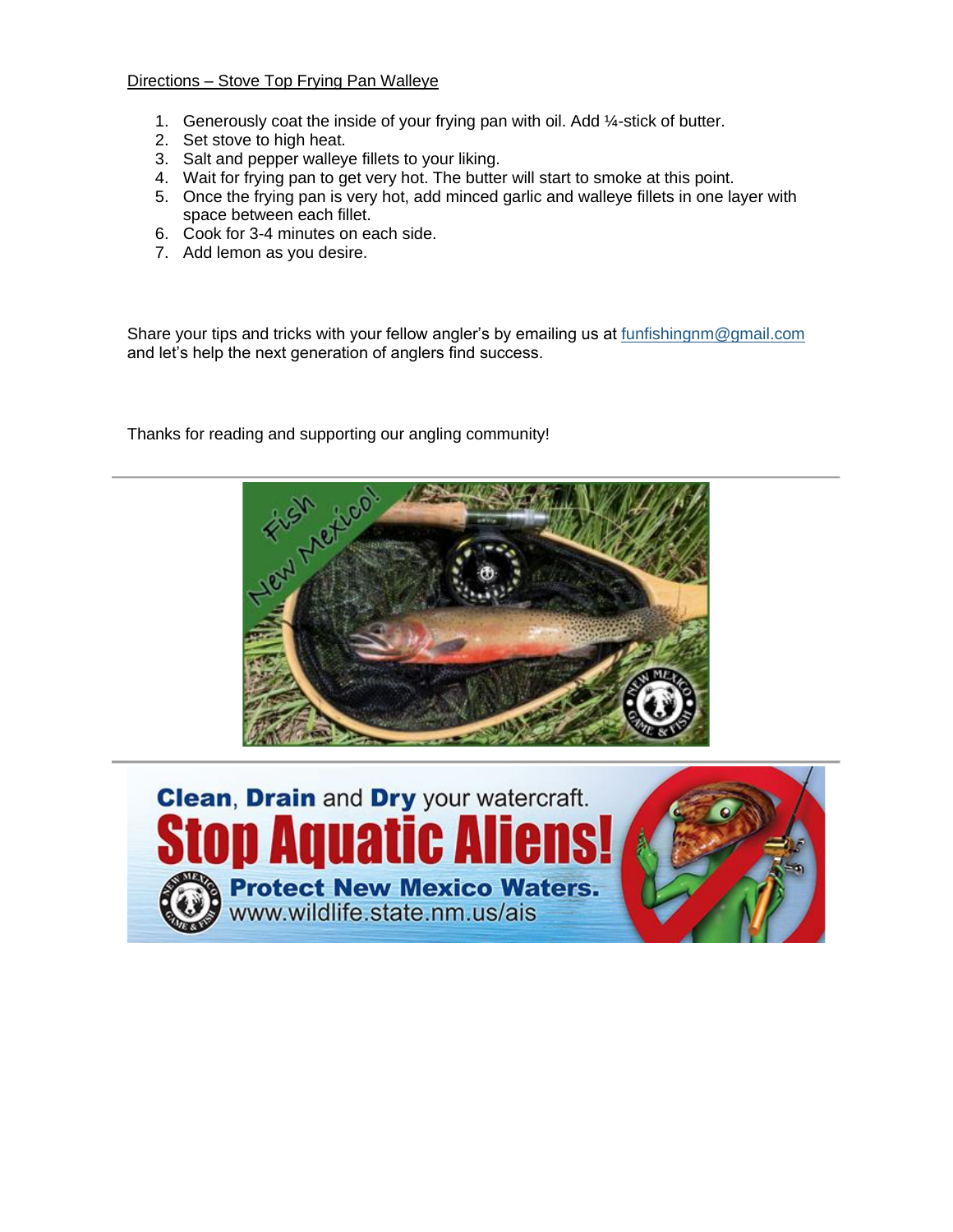Directions – Stove Top Frying Pan Walleye

1. Generously coat the inside of your frying pan with oil. Add ¼-stick of butter.
2. Set stove to high heat.
3. Salt and pepper walleye fillets to your liking.
4. Wait for frying pan to get very hot. The butter will start to smoke at this point.
5. Once the frying pan is very hot, add minced garlic and walleye fillets in one layer with space between each fillet.
6. Cook for 3-4 minutes on each side.
7. Add lemon as you desire.

Share your tips and tricks with your fellow angler's by emailing us at funfishingnm@gmail.com and let's help the next generation of anglers find success.

Thanks for reading and supporting our angling community!

---

---